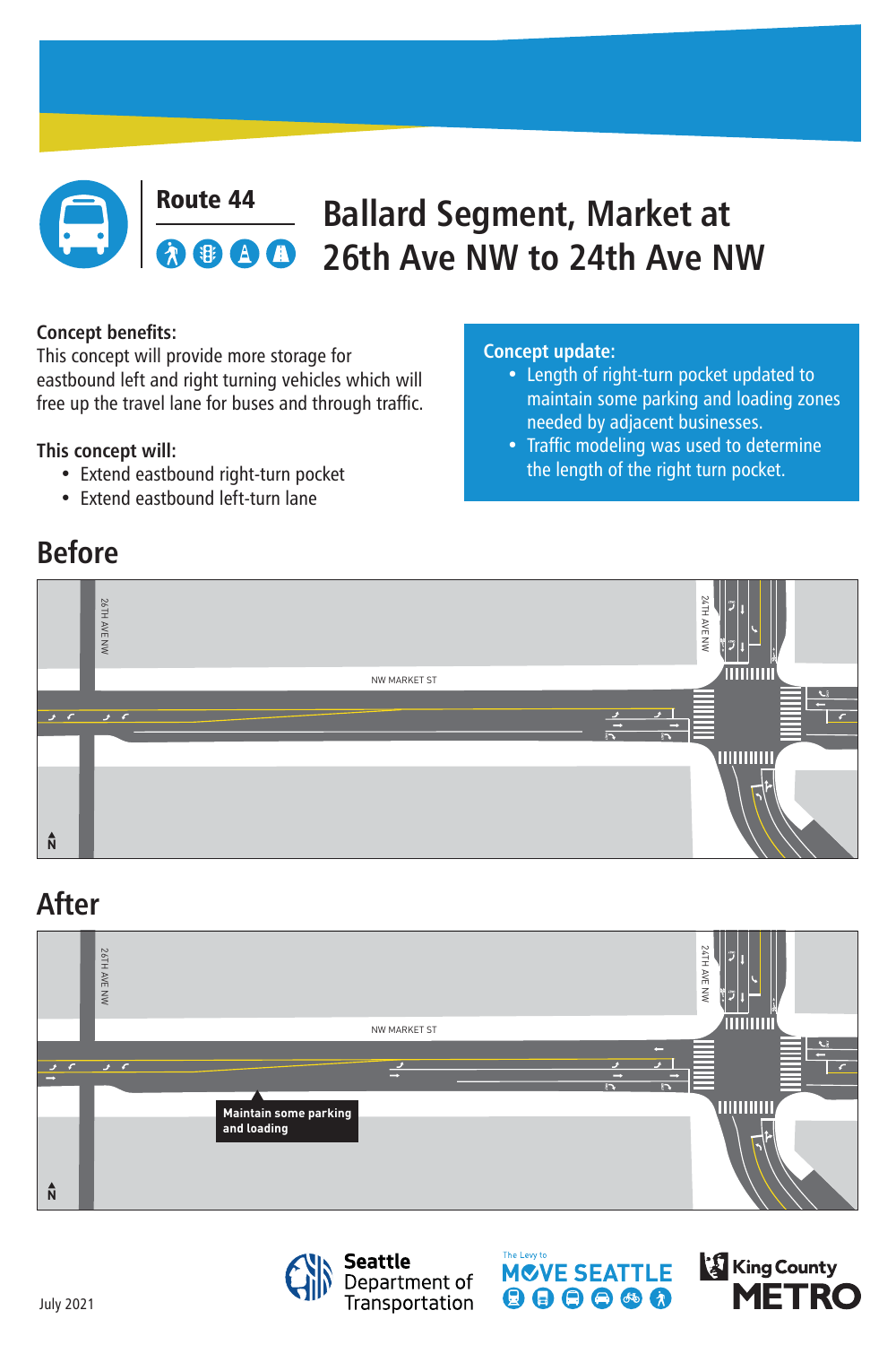Route 44

# Ballard Segment, Market at 26th Ave NW to 24th Ave NW

**Concept benefits:**
This concept will provide more storage for eastbound left and right turning vehicles which will free up the travel lane for buses and through traffic.

**This concept will:**

- Extend eastbound right-turn pocket
- Extend eastbound left-turn lane

**Concept update:**

- Length of right-turn pocket updated to maintain some parking and loading zones needed by adjacent businesses.
- Traffic modeling was used to determine the length of the right turn pocket.

## Before

26TH AVE NW

24TH AVE NW

NW MARKET ST

N

## After

26TH AVE NW

24TH AVE NW

NW MARKET ST

Maintain some parking and loading

N

July 2021

Seattle Department of Transportation

The Levy to MOVE SEATTLE

King County METRO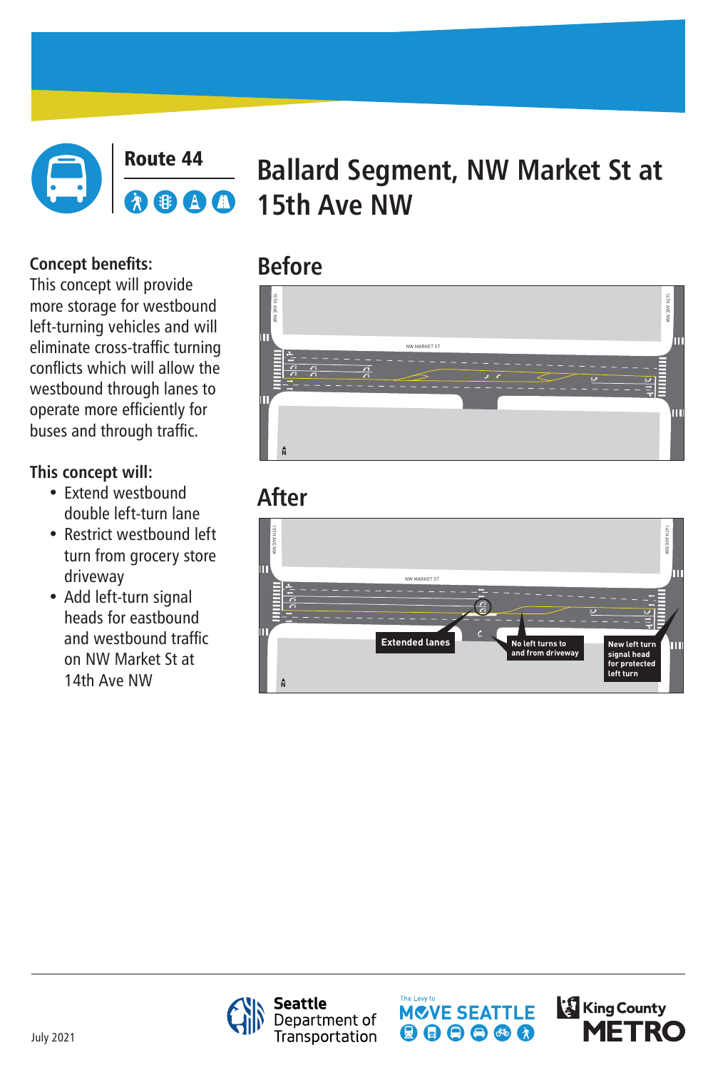## Route 44

# Ballard Segment, NW Market St at 15th Ave NW

**Concept benefits:**
This concept will provide more storage for westbound left-turning vehicles and will eliminate cross-traffic turning conflicts which will allow the westbound through lanes to operate more efficiently for buses and through traffic.

**This concept will:**

- Extend westbound double left-turn lane
- Restrict westbound left turn from grocery store driveway
- Add left-turn signal heads for eastbound and westbound traffic on NW Market St at 14th Ave NW

## Before

15TH AVE NW

14TH AVE NW

NW MARKET ST

N

## After

15TH AVE NW

14TH AVE NW

NW MARKET ST

Extended lanes

No left turns to and from driveway

New left turn signal head for protected left turn

N

July 2021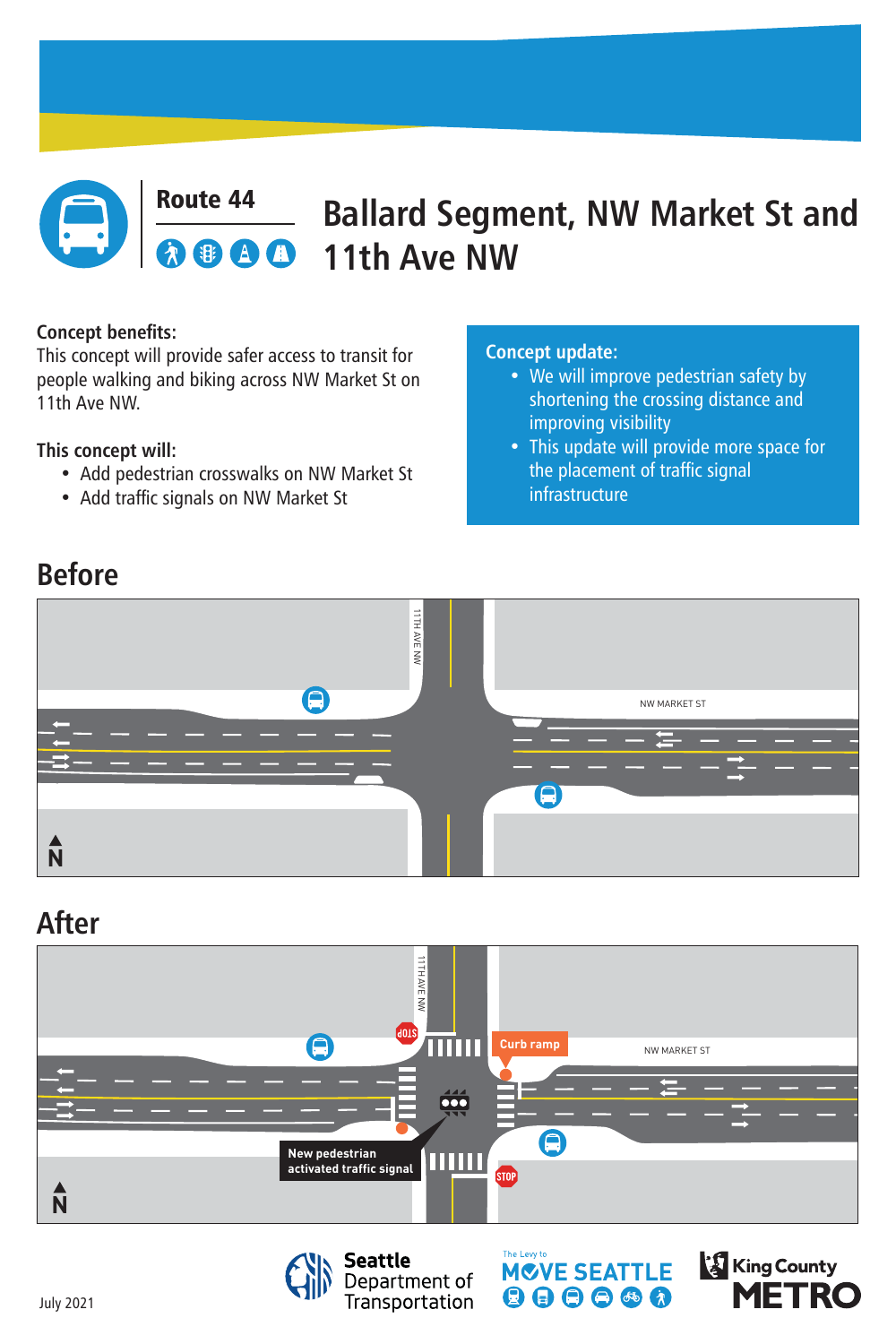# Route 44

# Ballard Segment, NW Market St and 11th Ave NW

**Concept benefits:**
This concept will provide safer access to transit for people walking and biking across NW Market St on 11th Ave NW.

**This concept will:**

- Add pedestrian crosswalks on NW Market St
- Add traffic signals on NW Market St

**Concept update:**

- We will improve pedestrian safety by shortening the crossing distance and improving visibility
- This update will provide more space for the placement of traffic signal infrastructure

## Before

11TH AVE NW

NW MARKET ST

N

## After

11TH AVE NW

NW MARKET ST

STOP

Curb ramp

New pedestrian activated traffic signal

STOP

N

July 2021

Seattle Department of Transportation

The Levy to MOVE SEATTLE

King County METRO